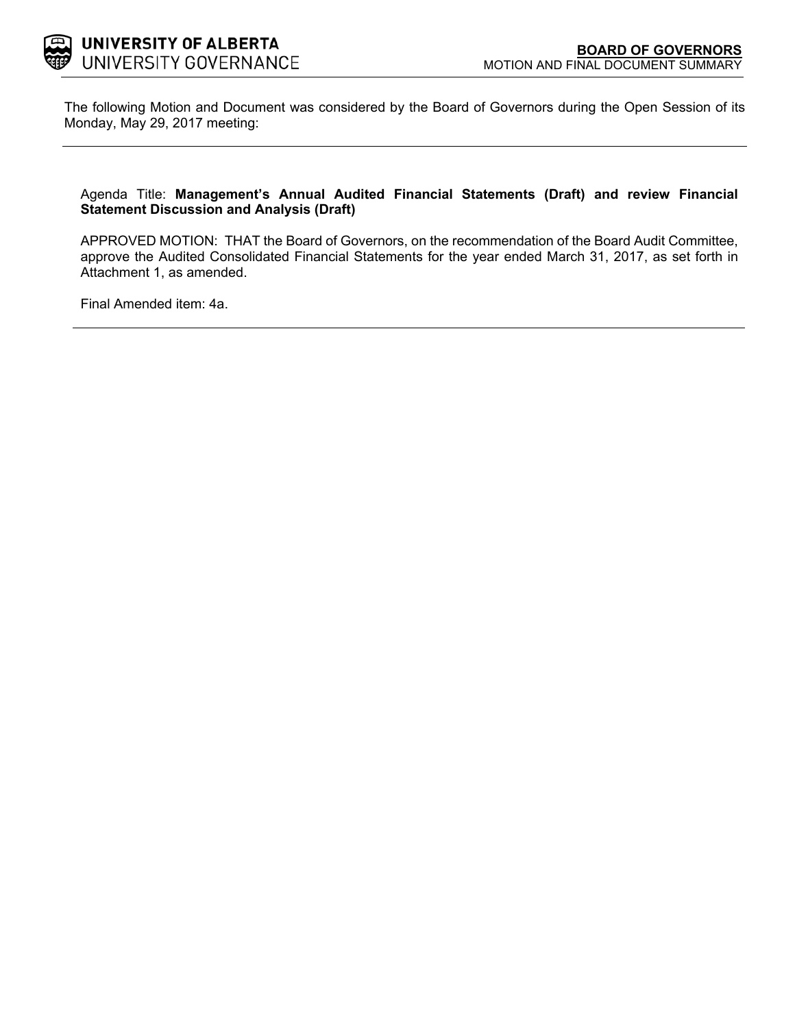**UNIVERSITY OF ALBERTA**
UNIVERSITY GOVERNANCE

**BOARD OF GOVERNORS**
MOTION AND FINAL DOCUMENT SUMMARY

The following Motion and Document was considered by the Board of Governors during the Open Session of its Monday, May 29, 2017 meeting:

---

Agenda Title: **Management's Annual Audited Financial Statements (Draft) and review Financial Statement Discussion and Analysis (Draft)**

APPROVED MOTION: THAT the Board of Governors, on the recommendation of the Board Audit Committee, approve the Audited Consolidated Financial Statements for the year ended March 31, 2017, as set forth in Attachment 1, as amended.

Final Amended item: 4a.

---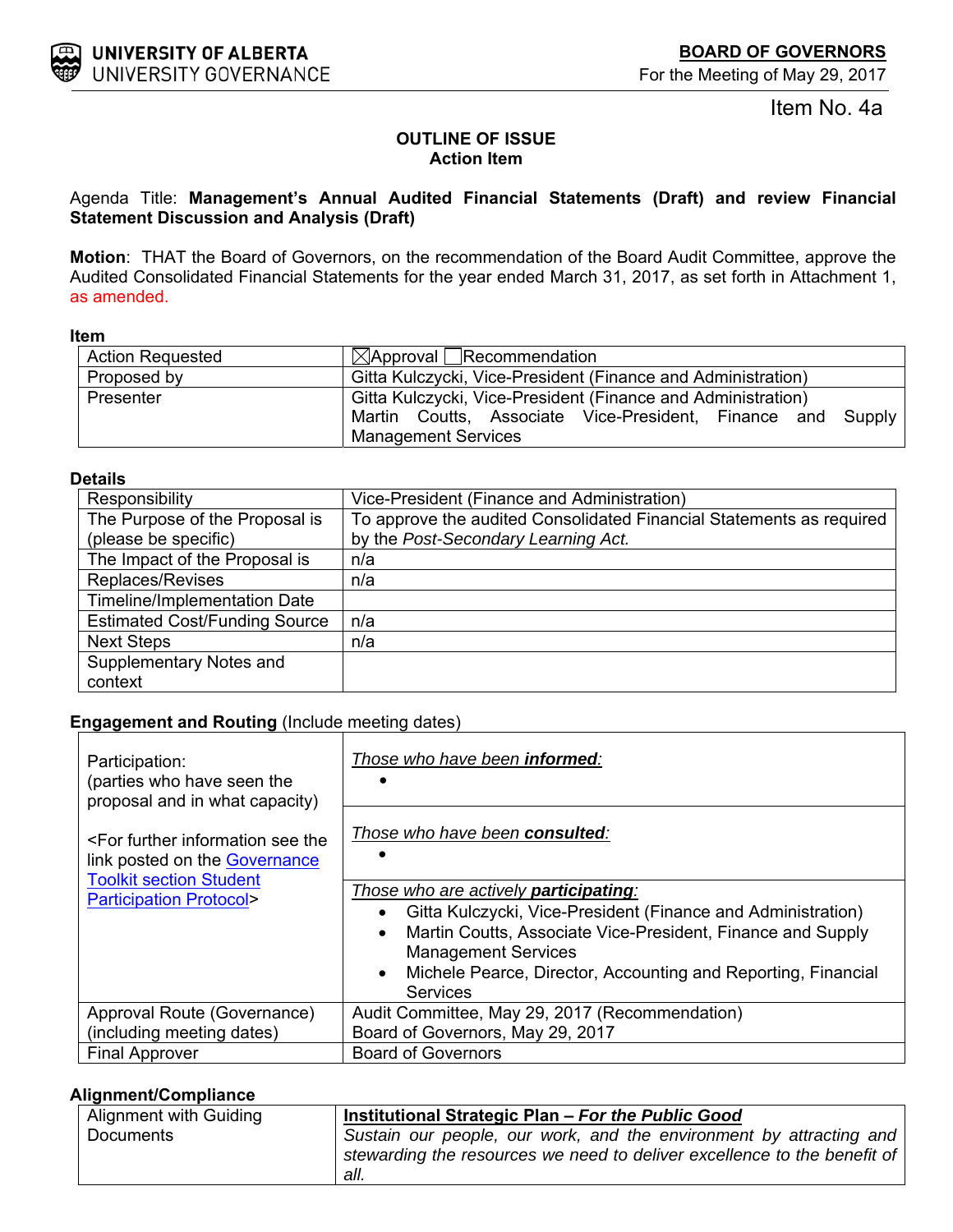**UNIVERSITY OF ALBERTA**
UNIVERSITY GOVERNANCE

**BOARD OF GOVERNORS**
For the Meeting of May 29, 2017

Item No. 4a

**OUTLINE OF ISSUE**
**Action Item**

Agenda Title: **Management's Annual Audited Financial Statements (Draft) and review Financial Statement Discussion and Analysis (Draft)**

**Motion**: THAT the Board of Governors, on the recommendation of the Board Audit Committee, approve the Audited Consolidated Financial Statements for the year ended March 31, 2017, as set forth in Attachment 1, as amended.

**Item**

| | |
|---|---|
| Action Requested | ☒Approval ☐Recommendation |
| Proposed by | Gitta Kulczycki, Vice-President (Finance and Administration) |
| Presenter | Gitta Kulczycki, Vice-President (Finance and Administration)<br>Martin Coutts, Associate Vice-President, Finance and Supply Management Services |

**Details**

| | |
|---|---|
| Responsibility | Vice-President (Finance and Administration) |
| The Purpose of the Proposal is (please be specific) | To approve the audited Consolidated Financial Statements as required by the *Post-Secondary Learning Act.* |
| The Impact of the Proposal is | n/a |
| Replaces/Revises | n/a |
| Timeline/Implementation Date | |
| Estimated Cost/Funding Source | n/a |
| Next Steps | n/a |
| Supplementary Notes and context | |

**Engagement and Routing** (Include meeting dates)

| | |
|---|---|
| Participation:<br>(parties who have seen the proposal and in what capacity)<br><br><For further information see the link posted on the Governance Toolkit section Student Participation Protocol> | *Those who have been **informed**:*<br>• <br><br>*Those who have been **consulted**:*<br>• <br><br>*Those who are actively **participating**:*<br>• Gitta Kulczycki, Vice-President (Finance and Administration)<br>• Martin Coutts, Associate Vice-President, Finance and Supply Management Services<br>• Michele Pearce, Director, Accounting and Reporting, Financial Services |
| Approval Route (Governance) (including meeting dates) | Audit Committee, May 29, 2017 (Recommendation)<br>Board of Governors, May 29, 2017 |
| Final Approver | Board of Governors |

**Alignment/Compliance**

| | |
|---|---|
| Alignment with Guiding Documents | **Institutional Strategic Plan – *For the Public Good***<br>*Sustain our people, our work, and the environment by attracting and stewarding the resources we need to deliver excellence to the benefit of all.* |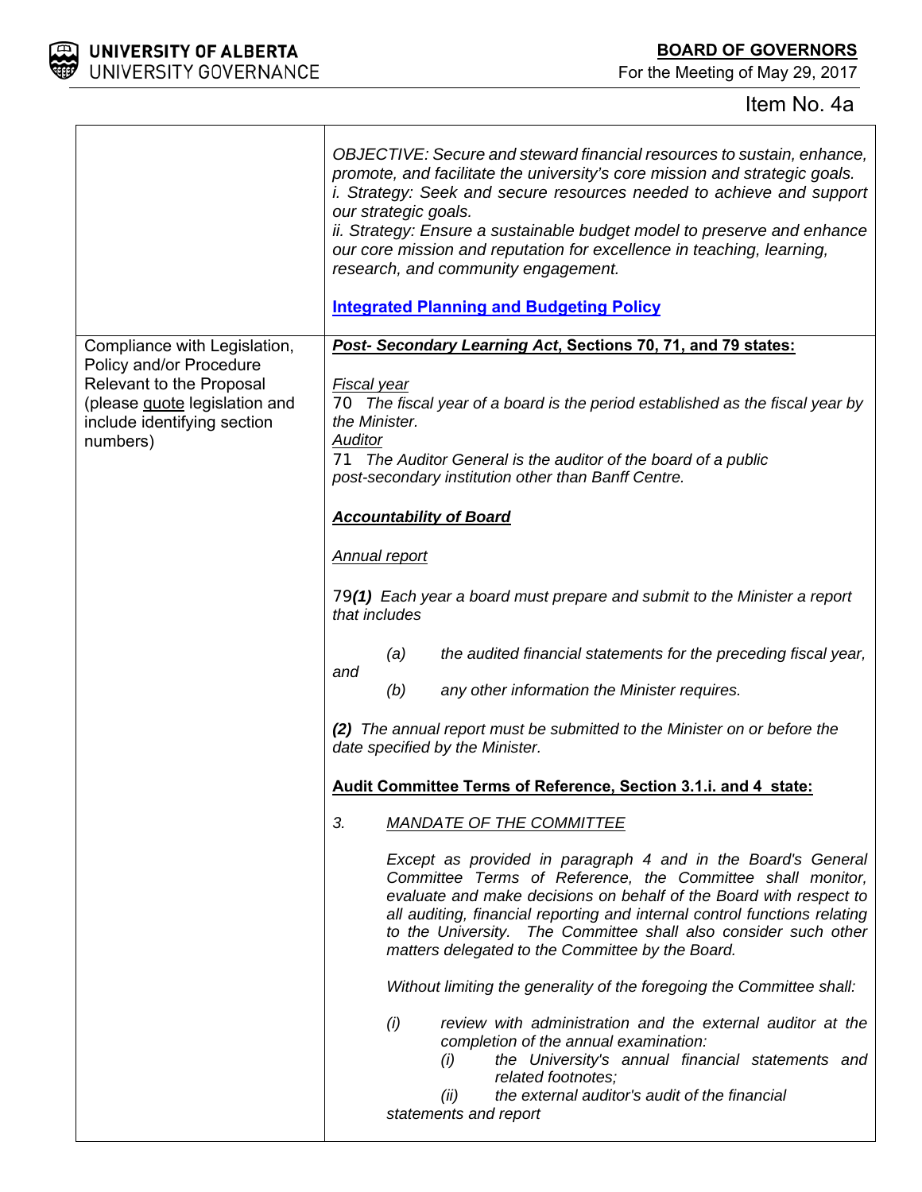| | |
|---|---|
| | *OBJECTIVE: Secure and steward financial resources to sustain, enhance, promote, and facilitate the university's core mission and strategic goals.*<br>*i. Strategy: Seek and secure resources needed to achieve and support our strategic goals.*<br>*ii. Strategy: Ensure a sustainable budget model to preserve and enhance our core mission and reputation for excellence in teaching, learning, research, and community engagement.*<br><br>**Integrated Planning and Budgeting Policy** |
| Compliance with Legislation, Policy and/or Procedure Relevant to the Proposal (please quote legislation and include identifying section numbers) | ***Post- Secondary Learning Act*, Sections 70, 71, and 79 states:**<br><br>*Fiscal year*<br>70 *The fiscal year of a board is the period established as the fiscal year by the Minister.*<br>*Auditor*<br>71 *The Auditor General is the auditor of the board of a public post-secondary institution other than Banff Centre.*<br><br>***Accountability of Board***<br><br>*Annual report*<br><br>79***(1)*** *Each year a board must prepare and submit to the Minister a report that includes*<br><br>*(a) the audited financial statements for the preceding fiscal year, and*<br>*(b) any other information the Minister requires.*<br><br>***(2)*** *The annual report must be submitted to the Minister on or before the date specified by the Minister.*<br><br>**Audit Committee Terms of Reference, Section 3.1.i. and 4 state:**<br><br>*3. MANDATE OF THE COMMITTEE*<br><br>*Except as provided in paragraph 4 and in the Board's General Committee Terms of Reference, the Committee shall monitor, evaluate and make decisions on behalf of the Board with respect to all auditing, financial reporting and internal control functions relating to the University. The Committee shall also consider such other matters delegated to the Committee by the Board.*<br><br>*Without limiting the generality of the foregoing the Committee shall:*<br><br>*(i) review with administration and the external auditor at the completion of the annual examination:*<br>*(i) the University's annual financial statements and related footnotes;*<br>*(ii) the external auditor's audit of the financial statements and report* |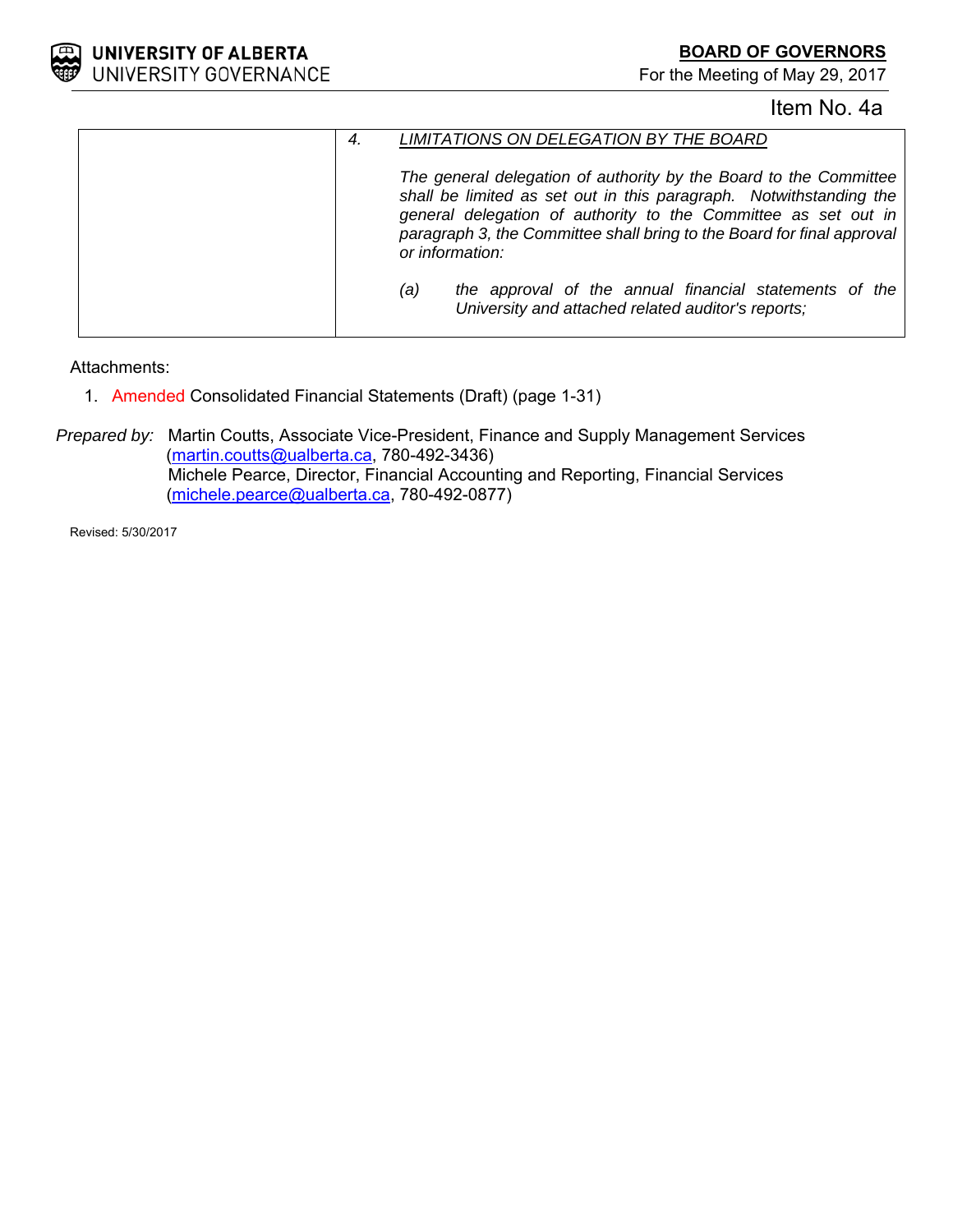**BOARD OF GOVERNORS**
For the Meeting of May 29, 2017

Item No. 4a

| | |
|---|---|
| | 4. *LIMITATIONS ON DELEGATION BY THE BOARD*<br><br>*The general delegation of authority by the Board to the Committee shall be limited as set out in this paragraph. Notwithstanding the general delegation of authority to the Committee as set out in paragraph 3, the Committee shall bring to the Board for final approval or information:*<br><br>*(a) the approval of the annual financial statements of the University and attached related auditor's reports;* |

Attachments:

1. Amended Consolidated Financial Statements (Draft) (page 1-31)

*Prepared by:* Martin Coutts, Associate Vice-President, Finance and Supply Management Services (martin.coutts@ualberta.ca, 780-492-3436)
Michele Pearce, Director, Financial Accounting and Reporting, Financial Services (michele.pearce@ualberta.ca, 780-492-0877)

Revised: 5/30/2017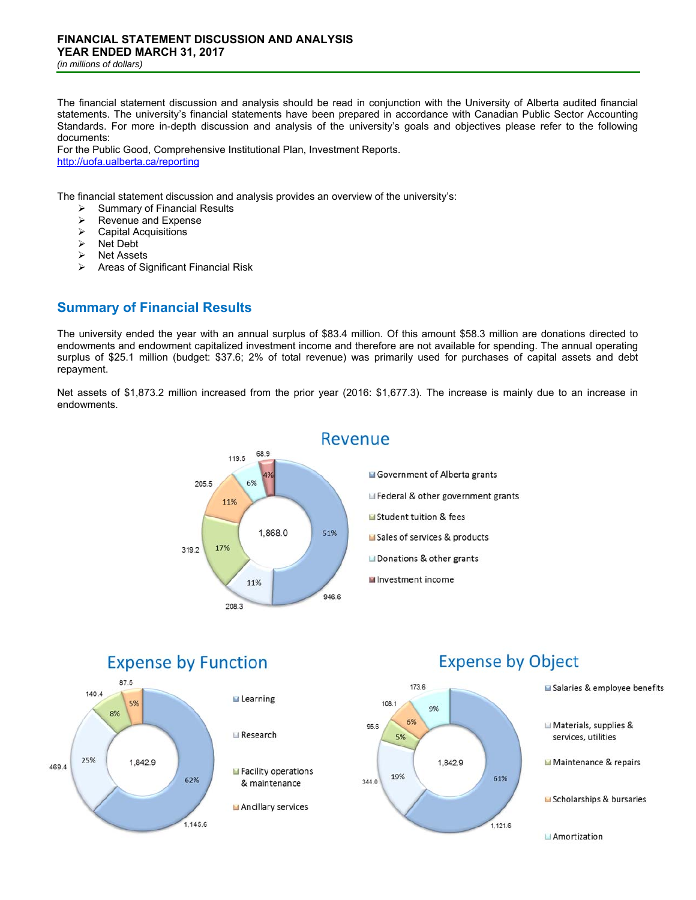**FINANCIAL STATEMENT DISCUSSION AND ANALYSIS**
**YEAR ENDED MARCH 31, 2017**
*(in millions of dollars)*

The financial statement discussion and analysis should be read in conjunction with the University of Alberta audited financial statements. The university's financial statements have been prepared in accordance with Canadian Public Sector Accounting Standards. For more in-depth discussion and analysis of the university's goals and objectives please refer to the following documents:
For the Public Good, Comprehensive Institutional Plan, Investment Reports.
http://uofa.ualberta.ca/reporting

The financial statement discussion and analysis provides an overview of the university's:

- Summary of Financial Results
- Revenue and Expense
- Capital Acquisitions
- Net Debt
- Net Assets
- Areas of Significant Financial Risk

## Summary of Financial Results

The university ended the year with an annual surplus of $83.4 million. Of this amount $58.3 million are donations directed to endowments and endowment capitalized investment income and therefore are not available for spending. The annual operating surplus of $25.1 million (budget: $37.6; 2% of total revenue) was primarily used for purchases of capital assets and debt repayment.

Net assets of $1,873.2 million increased from the prior year (2016: $1,677.3). The increase is mainly due to an increase in endowments.

### Revenue

Total: 1,868.0

| Category | Amount | % |
|---|---|---|
| Government of Alberta grants | 946.6 | 51% |
| Federal & other government grants | 208.3 | 11% |
| Student tuition & fees | 319.2 | 17% |
| Sales of services & products | 205.5 | 11% |
| Donations & other grants | 119.5 | 6% |
| Investment income | 68.9 | 4% |

### Expense by Function

Total: 1,842.9

| Category | Amount | % |
|---|---|---|
| Learning | 1,145.6 | 62% |
| Research | 469.4 | 25% |
| Facility operations & maintenance | 140.4 | 8% |
| Ancillary services | 87.5 | 5% |

### Expense by Object

Total: 1,842.9

| Category | Amount | % |
|---|---|---|
| Salaries & employee benefits | 1,121.6 | 61% |
| Materials, supplies & services, utilities | 344.0 | 19% |
| Maintenance & repairs | 95.6 | 5% |
| Scholarships & bursaries | 108.1 | 6% |
| Amortization | 173.6 | 9% |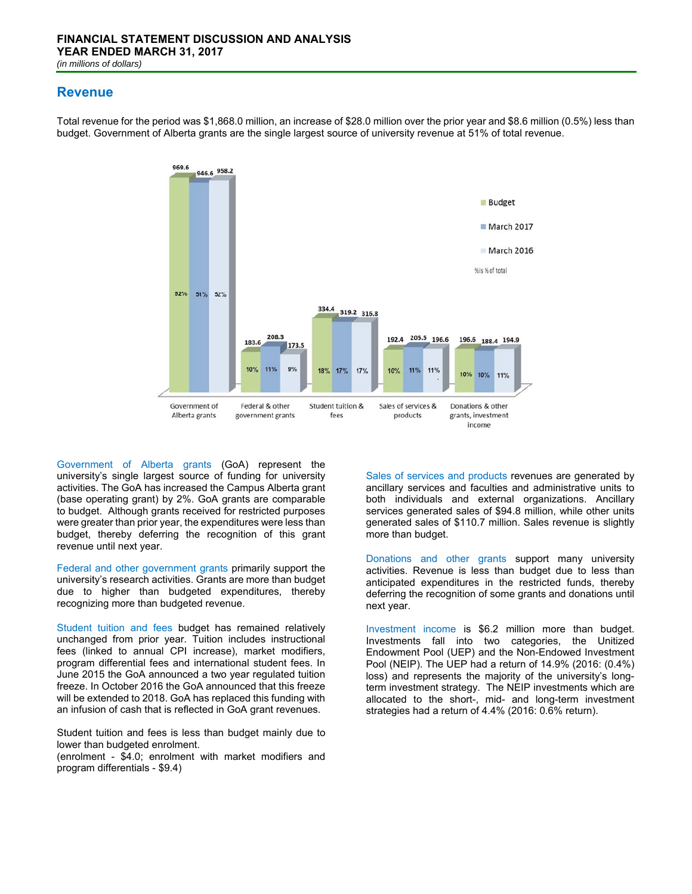FINANCIAL STATEMENT DISCUSSION AND ANALYSIS
YEAR ENDED MARCH 31, 2017
*(in millions of dollars)*

## Revenue

Total revenue for the period was $1,868.0 million, an increase of $28.0 million over the prior year and $8.6 million (0.5%) less than budget. Government of Alberta grants are the single largest source of university revenue at 51% of total revenue.

| | Budget | March 2017 | March 2016 |
|---|---|---|---|
| Government of Alberta grants | 969.6 (52%) | 946.6 (51%) | 958.2 (52%) |
| Federal & other government grants | 183.6 (10%) | 208.3 (11%) | 173.5 (9%) |
| Student tuition & fees | 334.4 (18%) | 319.2 (17%) | 316.8 (17%) |
| Sales of services & products | 192.4 (10%) | 205.5 (11%) | 196.6 (11%) |
| Donations & other grants, investment income | 196.6 (10%) | 188.4 (10%) | 194.9 (11%) |

%is % of total

Government of Alberta grants (GoA) represent the university's single largest source of funding for university activities. The GoA has increased the Campus Alberta grant (base operating grant) by 2%. GoA grants are comparable to budget. Although grants received for restricted purposes were greater than prior year, the expenditures were less than budget, thereby deferring the recognition of this grant revenue until next year.

Federal and other government grants primarily support the university's research activities. Grants are more than budget due to higher than budgeted expenditures, thereby recognizing more than budgeted revenue.

Student tuition and fees budget has remained relatively unchanged from prior year. Tuition includes instructional fees (linked to annual CPI increase), market modifiers, program differential fees and international student fees. In June 2015 the GoA announced a two year regulated tuition freeze. In October 2016 the GoA announced that this freeze will be extended to 2018. GoA has replaced this funding with an infusion of cash that is reflected in GoA grant revenues.

Student tuition and fees is less than budget mainly due to lower than budgeted enrolment.
(enrolment - $4.0; enrolment with market modifiers and program differentials - $9.4)

Sales of services and products revenues are generated by ancillary services and faculties and administrative units to both individuals and external organizations. Ancillary services generated sales of $94.8 million, while other units generated sales of $110.7 million. Sales revenue is slightly more than budget.

Donations and other grants support many university activities. Revenue is less than budget due to less than anticipated expenditures in the restricted funds, thereby deferring the recognition of some grants and donations until next year.

Investment income is $6.2 million more than budget. Investments fall into two categories, the Unitized Endowment Pool (UEP) and the Non-Endowed Investment Pool (NEIP). The UEP had a return of 14.9% (2016: (0.4%) loss) and represents the majority of the university's long-term investment strategy. The NEIP investments which are allocated to the short-, mid- and long-term investment strategies had a return of 4.4% (2016: 0.6% return).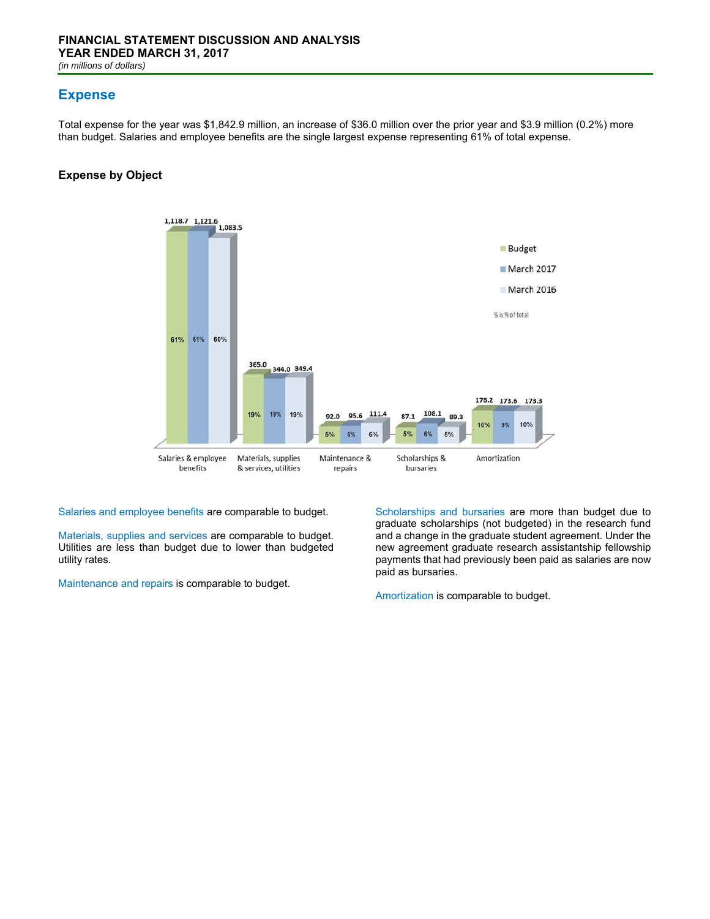## Expense

Total expense for the year was $1,842.9 million, an increase of $36.0 million over the prior year and $3.9 million (0.2%) more than budget. Salaries and employee benefits are the single largest expense representing 61% of total expense.

### Expense by Object

| | Budget | March 2017 | March 2016 |
|---|---|---|---|
| Salaries & employee benefits | 1,118.7 (61%) | 1,121.6 (61%) | 1,083.5 (60%) |
| Materials, supplies & services, utilities | 365.0 (19%) | 344.0 (19%) | 349.4 (19%) |
| Maintenance & repairs | 92.0 (5%) | 95.6 (5%) | 111.4 (6%) |
| Scholarships & bursaries | 87.1 (5%) | 108.1 (6%) | 89.3 (5%) |
| Amortization | 176.2 (10%) | 173.6 (9%) | 173.3 (10%) |

% is % of total

Salaries and employee benefits are comparable to budget.

Materials, supplies and services are comparable to budget. Utilities are less than budget due to lower than budgeted utility rates.

Maintenance and repairs is comparable to budget.

Scholarships and bursaries are more than budget due to graduate scholarships (not budgeted) in the research fund and a change in the graduate student agreement. Under the new agreement graduate research assistantship fellowship payments that had previously been paid as salaries are now paid as bursaries.

Amortization is comparable to budget.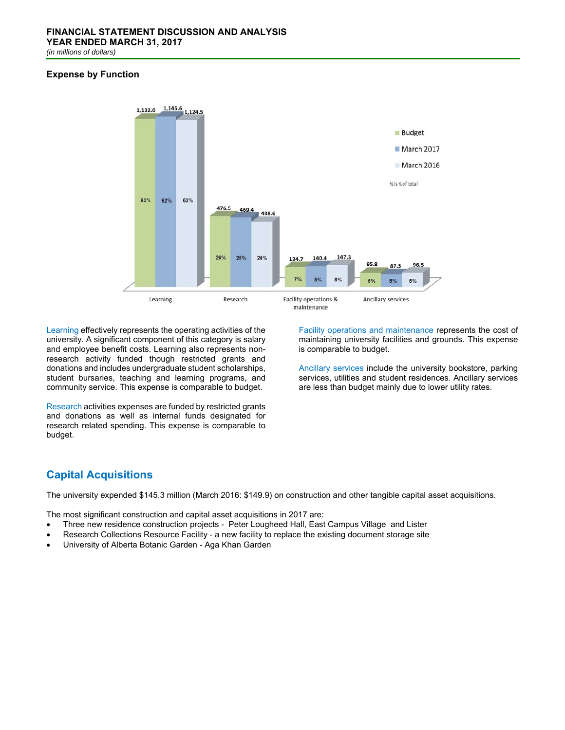### Expense by Function

| | Budget | March 2017 | March 2016 |
|---|---|---|---|
| Learning | 1,132.0 (62%) | 1,145.6 (62%) | 1,124.5 (63%) |
| Research | 476.5 (26%) | 469.4 (25%) | 438.6 (24%) |
| Facility operations & maintenance | 134.7 (7%) | 140.4 (8%) | 147.3 (8%) |
| Ancillary services | 95.8 (5%) | 87.5 (5%) | 96.5 (5%) |

% is % of total

Learning effectively represents the operating activities of the university. A significant component of this category is salary and employee benefit costs. Learning also represents non-research activity funded though restricted grants and donations and includes undergraduate student scholarships, student bursaries, teaching and learning programs, and community service. This expense is comparable to budget.

Research activities expenses are funded by restricted grants and donations as well as internal funds designated for research related spending. This expense is comparable to budget.

Facility operations and maintenance represents the cost of maintaining university facilities and grounds. This expense is comparable to budget.

Ancillary services include the university bookstore, parking services, utilities and student residences. Ancillary services are less than budget mainly due to lower utility rates.

## Capital Acquisitions

The university expended $145.3 million (March 2016: $149.9) on construction and other tangible capital asset acquisitions.

The most significant construction and capital asset acquisitions in 2017 are:

- Three new residence construction projects - Peter Lougheed Hall, East Campus Village and Lister
- Research Collections Resource Facility - a new facility to replace the existing document storage site
- University of Alberta Botanic Garden - Aga Khan Garden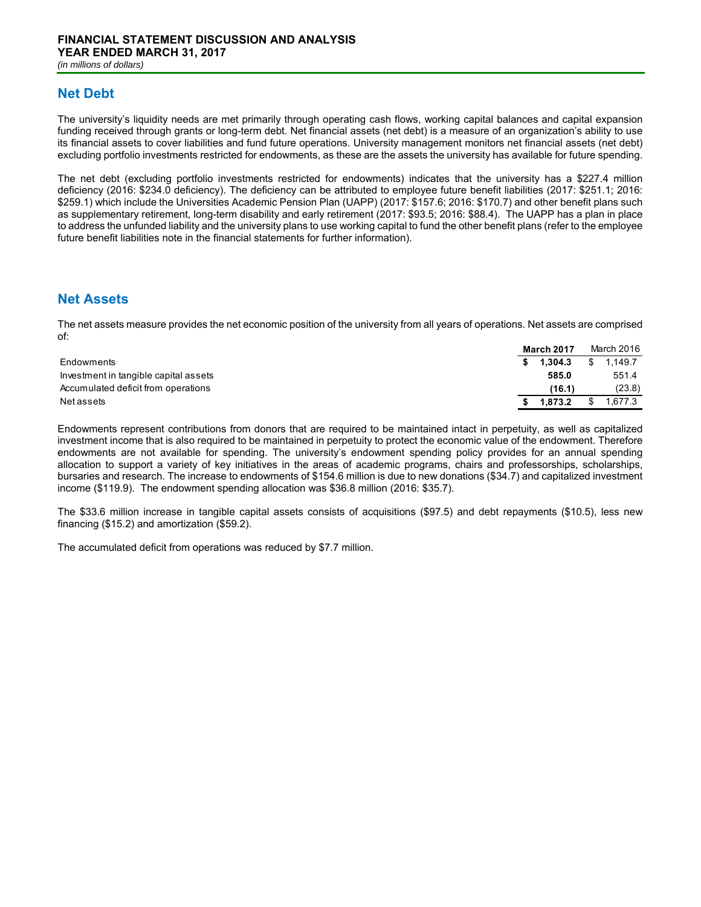**FINANCIAL STATEMENT DISCUSSION AND ANALYSIS**
**YEAR ENDED MARCH 31, 2017**
*(in millions of dollars)*

## Net Debt

The university's liquidity needs are met primarily through operating cash flows, working capital balances and capital expansion funding received through grants or long-term debt. Net financial assets (net debt) is a measure of an organization's ability to use its financial assets to cover liabilities and fund future operations. University management monitors net financial assets (net debt) excluding portfolio investments restricted for endowments, as these are the assets the university has available for future spending.

The net debt (excluding portfolio investments restricted for endowments) indicates that the university has a $227.4 million deficiency (2016: $234.0 deficiency). The deficiency can be attributed to employee future benefit liabilities (2017: $251.1; 2016: $259.1) which include the Universities Academic Pension Plan (UAPP) (2017: $157.6; 2016: $170.7) and other benefit plans such as supplementary retirement, long-term disability and early retirement (2017: $93.5; 2016: $88.4). The UAPP has a plan in place to address the unfunded liability and the university plans to use working capital to fund the other benefit plans (refer to the employee future benefit liabilities note in the financial statements for further information).

## Net Assets

The net assets measure provides the net economic position of the university from all years of operations. Net assets are comprised of:

| | **March 2017** | March 2016 |
|---|---|---|
| Endowments | **$ 1,304.3** | $ 1,149.7 |
| Investment in tangible capital assets | **585.0** | 551.4 |
| Accumulated deficit from operations | **(16.1)** | (23.8) |
| Net assets | **$ 1,873.2** | $ 1,677.3 |

Endowments represent contributions from donors that are required to be maintained intact in perpetuity, as well as capitalized investment income that is also required to be maintained in perpetuity to protect the economic value of the endowment. Therefore endowments are not available for spending. The university's endowment spending policy provides for an annual spending allocation to support a variety of key initiatives in the areas of academic programs, chairs and professorships, scholarships, bursaries and research. The increase to endowments of $154.6 million is due to new donations ($34.7) and capitalized investment income ($119.9). The endowment spending allocation was $36.8 million (2016: $35.7).

The $33.6 million increase in tangible capital assets consists of acquisitions ($97.5) and debt repayments ($10.5), less new financing ($15.2) and amortization ($59.2).

The accumulated deficit from operations was reduced by $7.7 million.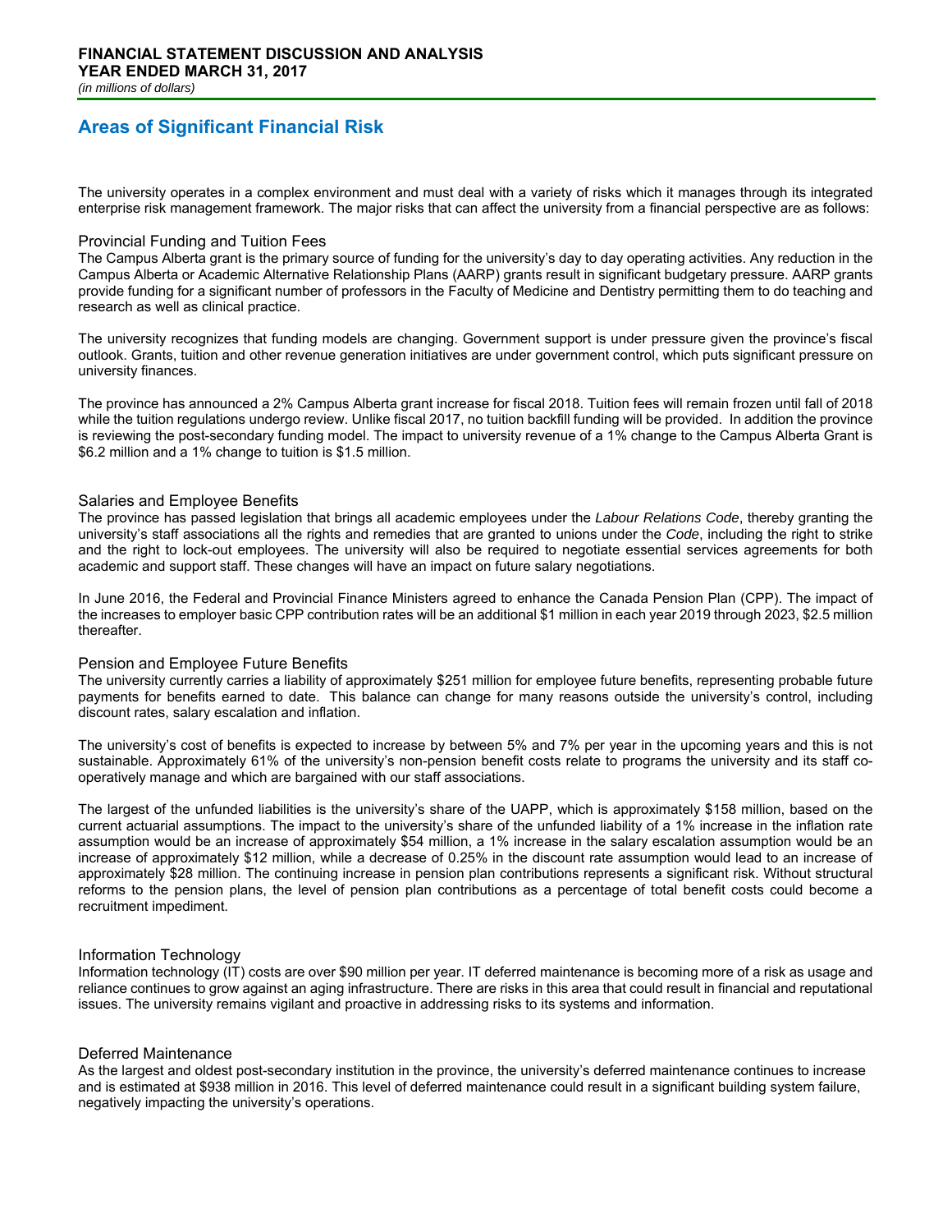## Areas of Significant Financial Risk

The university operates in a complex environment and must deal with a variety of risks which it manages through its integrated enterprise risk management framework. The major risks that can affect the university from a financial perspective are as follows:

### Provincial Funding and Tuition Fees

The Campus Alberta grant is the primary source of funding for the university's day to day operating activities. Any reduction in the Campus Alberta or Academic Alternative Relationship Plans (AARP) grants result in significant budgetary pressure. AARP grants provide funding for a significant number of professors in the Faculty of Medicine and Dentistry permitting them to do teaching and research as well as clinical practice.

The university recognizes that funding models are changing. Government support is under pressure given the province's fiscal outlook. Grants, tuition and other revenue generation initiatives are under government control, which puts significant pressure on university finances.

The province has announced a 2% Campus Alberta grant increase for fiscal 2018. Tuition fees will remain frozen until fall of 2018 while the tuition regulations undergo review. Unlike fiscal 2017, no tuition backfill funding will be provided. In addition the province is reviewing the post-secondary funding model. The impact to university revenue of a 1% change to the Campus Alberta Grant is $6.2 million and a 1% change to tuition is $1.5 million.

### Salaries and Employee Benefits

The province has passed legislation that brings all academic employees under the *Labour Relations Code*, thereby granting the university's staff associations all the rights and remedies that are granted to unions under the *Code*, including the right to strike and the right to lock-out employees. The university will also be required to negotiate essential services agreements for both academic and support staff. These changes will have an impact on future salary negotiations.

In June 2016, the Federal and Provincial Finance Ministers agreed to enhance the Canada Pension Plan (CPP). The impact of the increases to employer basic CPP contribution rates will be an additional $1 million in each year 2019 through 2023, $2.5 million thereafter.

### Pension and Employee Future Benefits

The university currently carries a liability of approximately $251 million for employee future benefits, representing probable future payments for benefits earned to date. This balance can change for many reasons outside the university's control, including discount rates, salary escalation and inflation.

The university's cost of benefits is expected to increase by between 5% and 7% per year in the upcoming years and this is not sustainable. Approximately 61% of the university's non-pension benefit costs relate to programs the university and its staff co-operatively manage and which are bargained with our staff associations.

The largest of the unfunded liabilities is the university's share of the UAPP, which is approximately $158 million, based on the current actuarial assumptions. The impact to the university's share of the unfunded liability of a 1% increase in the inflation rate assumption would be an increase of approximately $54 million, a 1% increase in the salary escalation assumption would be an increase of approximately $12 million, while a decrease of 0.25% in the discount rate assumption would lead to an increase of approximately $28 million. The continuing increase in pension plan contributions represents a significant risk. Without structural reforms to the pension plans, the level of pension plan contributions as a percentage of total benefit costs could become a recruitment impediment.

### Information Technology

Information technology (IT) costs are over $90 million per year. IT deferred maintenance is becoming more of a risk as usage and reliance continues to grow against an aging infrastructure. There are risks in this area that could result in financial and reputational issues. The university remains vigilant and proactive in addressing risks to its systems and information.

### Deferred Maintenance

As the largest and oldest post-secondary institution in the province, the university's deferred maintenance continues to increase and is estimated at $938 million in 2016. This level of deferred maintenance could result in a significant building system failure, negatively impacting the university's operations.